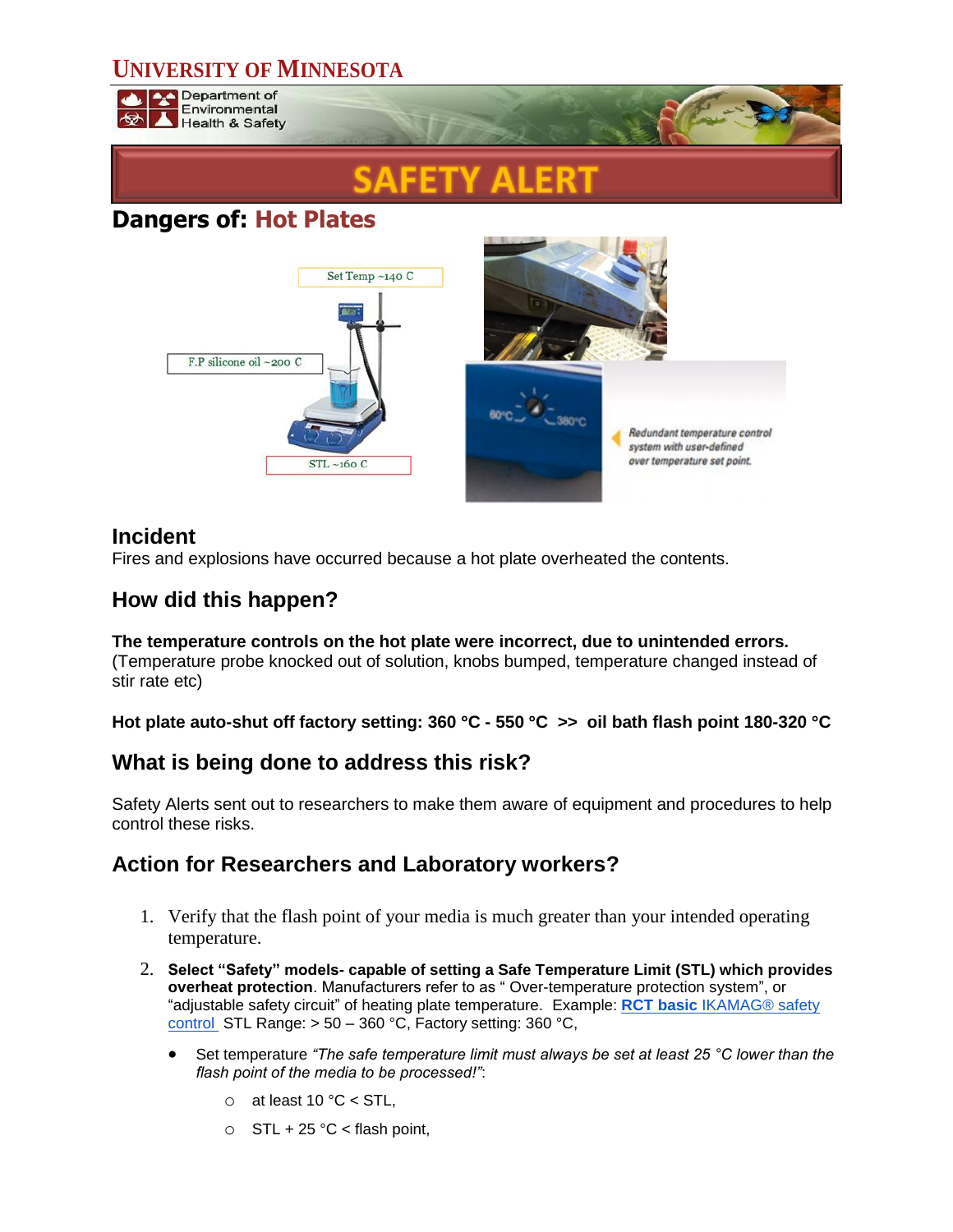# UNIVERSITY OF MINNESOTA

Department of Environmental Health & Safety

# SAFETY ALERT

## Dangers of: Hot Plates

Set Temp ~140 C

F.P silicone oil ~200 C

STL ~160 C

60°C 380°C

*Redundant temperature control system with user-defined over temperature set point.*

## Incident

Fires and explosions have occurred because a hot plate overheated the contents.

## How did this happen?

**The temperature controls on the hot plate were incorrect, due to unintended errors.** (Temperature probe knocked out of solution, knobs bumped, temperature changed instead of stir rate etc)

**Hot plate auto-shut off factory setting: 360 °C - 550 °C >> oil bath flash point 180-320 °C**

## What is being done to address this risk?

Safety Alerts sent out to researchers to make them aware of equipment and procedures to help control these risks.

## Action for Researchers and Laboratory workers?

1. Verify that the flash point of your media is much greater than your intended operating temperature.
2. **Select "Safety" models- capable of setting a Safe Temperature Limit (STL) which provides overheat protection**. Manufacturers refer to as " Over-temperature protection system", or "adjustable safety circuit" of heating plate temperature. Example: [**RCT basic** IKAMAG® safety control](#) STL Range: > 50 – 360 °C, Factory setting: 360 °C,

   - Set temperature *"The safe temperature limit must always be set at least 25 °C lower than the flash point of the media to be processed!"*:
     - at least 10 °C < STL,
     - STL + 25 °C < flash point,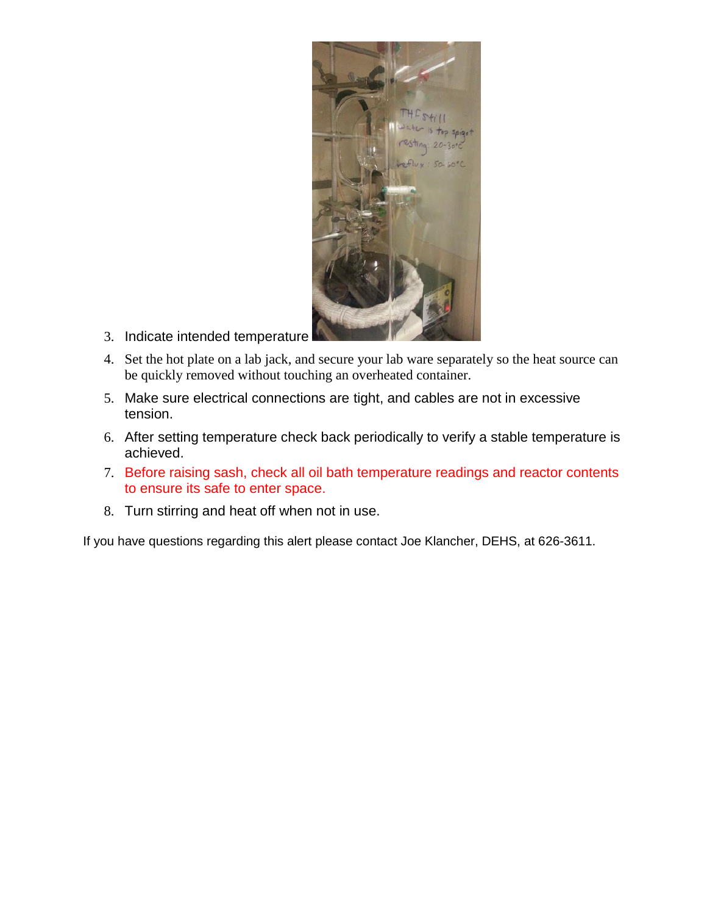3. Indicate intended temperature
4. Set the hot plate on a lab jack, and secure your lab ware separately so the heat source can be quickly removed without touching an overheated container.
5. Make sure electrical connections are tight, and cables are not in excessive tension.
6. After setting temperature check back periodically to verify a stable temperature is achieved.
7. Before raising sash, check all oil bath temperature readings and reactor contents to ensure its safe to enter space.
8. Turn stirring and heat off when not in use.

If you have questions regarding this alert please contact Joe Klancher, DEHS, at 626-3611.